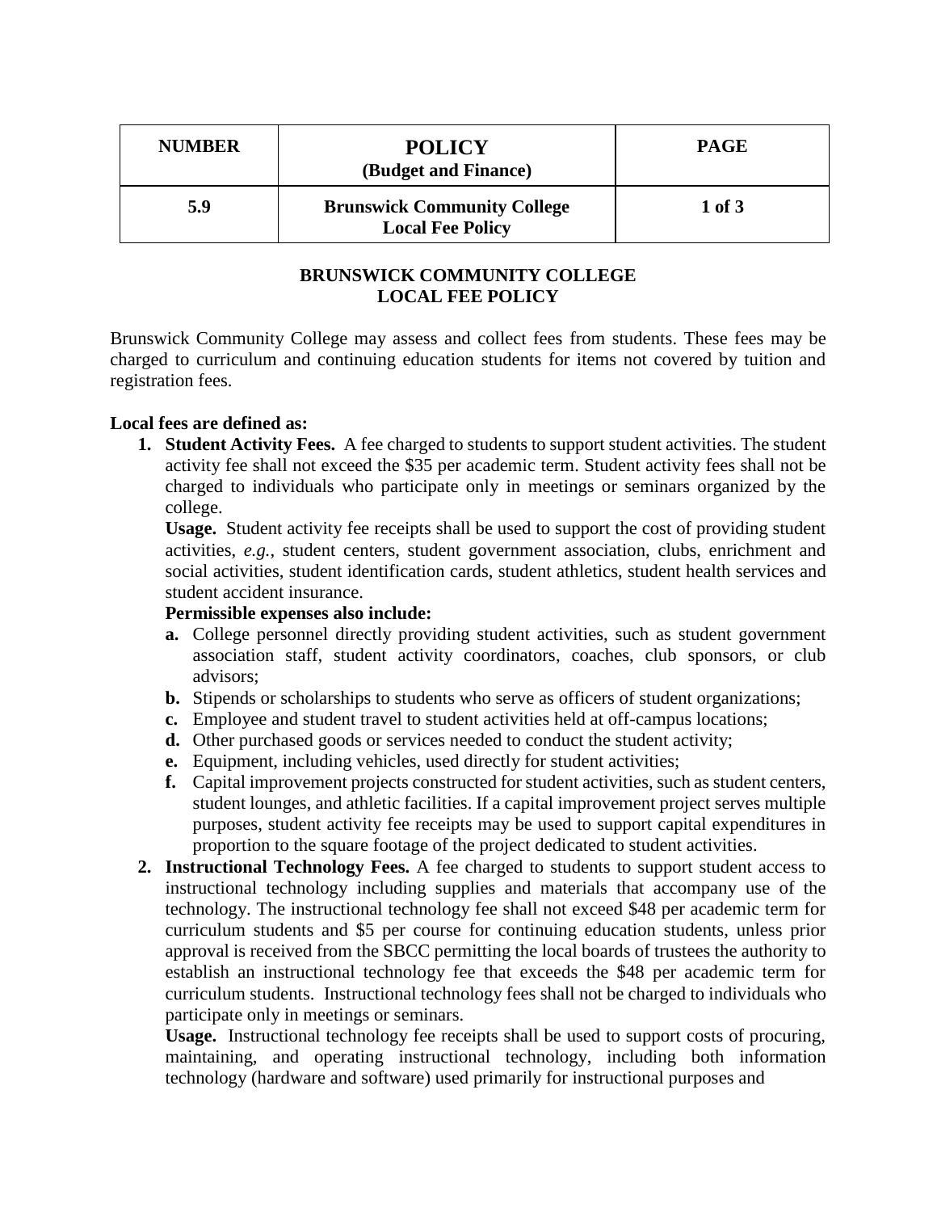| NUMBER | POLICY (Budget and Finance) | PAGE |
|---|---|---|
| 5.9 | Brunswick Community College Local Fee Policy | 1 of 3 |

# BRUNSWICK COMMUNITY COLLEGE LOCAL FEE POLICY

Brunswick Community College may assess and collect fees from students. These fees may be charged to curriculum and continuing education students for items not covered by tuition and registration fees.

**Local fees are defined as:**

1. **Student Activity Fees.** A fee charged to students to support student activities. The student activity fee shall not exceed the $35 per academic term. Student activity fees shall not be charged to individuals who participate only in meetings or seminars organized by the college.

   **Usage.** Student activity fee receipts shall be used to support the cost of providing student activities, *e.g.*, student centers, student government association, clubs, enrichment and social activities, student identification cards, student athletics, student health services and student accident insurance.

   **Permissible expenses also include:**

   - **a.** College personnel directly providing student activities, such as student government association staff, student activity coordinators, coaches, club sponsors, or club advisors;
   - **b.** Stipends or scholarships to students who serve as officers of student organizations;
   - **c.** Employee and student travel to student activities held at off-campus locations;
   - **d.** Other purchased goods or services needed to conduct the student activity;
   - **e.** Equipment, including vehicles, used directly for student activities;
   - **f.** Capital improvement projects constructed for student activities, such as student centers, student lounges, and athletic facilities. If a capital improvement project serves multiple purposes, student activity fee receipts may be used to support capital expenditures in proportion to the square footage of the project dedicated to student activities.

2. **Instructional Technology Fees.** A fee charged to students to support student access to instructional technology including supplies and materials that accompany use of the technology. The instructional technology fee shall not exceed $48 per academic term for curriculum students and $5 per course for continuing education students, unless prior approval is received from the SBCC permitting the local boards of trustees the authority to establish an instructional technology fee that exceeds the $48 per academic term for curriculum students. Instructional technology fees shall not be charged to individuals who participate only in meetings or seminars.

   **Usage.** Instructional technology fee receipts shall be used to support costs of procuring, maintaining, and operating instructional technology, including both information technology (hardware and software) used primarily for instructional purposes and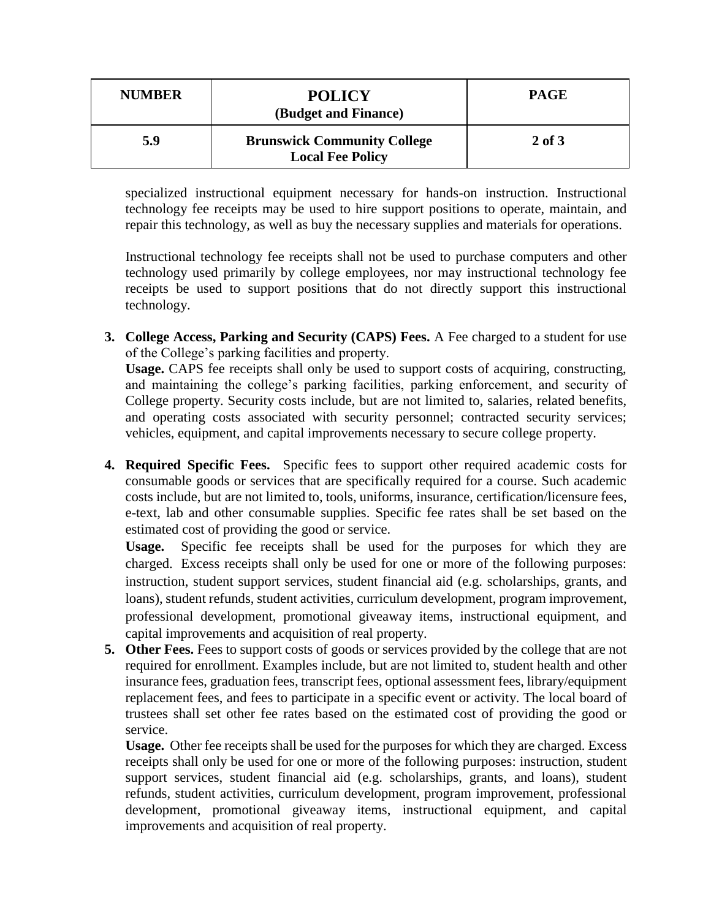specialized instructional equipment necessary for hands-on instruction. Instructional technology fee receipts may be used to hire support positions to operate, maintain, and repair this technology, as well as buy the necessary supplies and materials for operations.

Instructional technology fee receipts shall not be used to purchase computers and other technology used primarily by college employees, nor may instructional technology fee receipts be used to support positions that do not directly support this instructional technology.

3. **College Access, Parking and Security (CAPS) Fees.** A Fee charged to a student for use of the College's parking facilities and property.
   **Usage.** CAPS fee receipts shall only be used to support costs of acquiring, constructing, and maintaining the college's parking facilities, parking enforcement, and security of College property. Security costs include, but are not limited to, salaries, related benefits, and operating costs associated with security personnel; contracted security services; vehicles, equipment, and capital improvements necessary to secure college property.

4. **Required Specific Fees.** Specific fees to support other required academic costs for consumable goods or services that are specifically required for a course. Such academic costs include, but are not limited to, tools, uniforms, insurance, certification/licensure fees, e-text, lab and other consumable supplies. Specific fee rates shall be set based on the estimated cost of providing the good or service.
   **Usage.** Specific fee receipts shall be used for the purposes for which they are charged. Excess receipts shall only be used for one or more of the following purposes: instruction, student support services, student financial aid (e.g. scholarships, grants, and loans), student refunds, student activities, curriculum development, program improvement, professional development, promotional giveaway items, instructional equipment, and capital improvements and acquisition of real property.

5. **Other Fees.** Fees to support costs of goods or services provided by the college that are not required for enrollment. Examples include, but are not limited to, student health and other insurance fees, graduation fees, transcript fees, optional assessment fees, library/equipment replacement fees, and fees to participate in a specific event or activity. The local board of trustees shall set other fee rates based on the estimated cost of providing the good or service.
   **Usage.** Other fee receipts shall be used for the purposes for which they are charged. Excess receipts shall only be used for one or more of the following purposes: instruction, student support services, student financial aid (e.g. scholarships, grants, and loans), student refunds, student activities, curriculum development, program improvement, professional development, promotional giveaway items, instructional equipment, and capital improvements and acquisition of real property.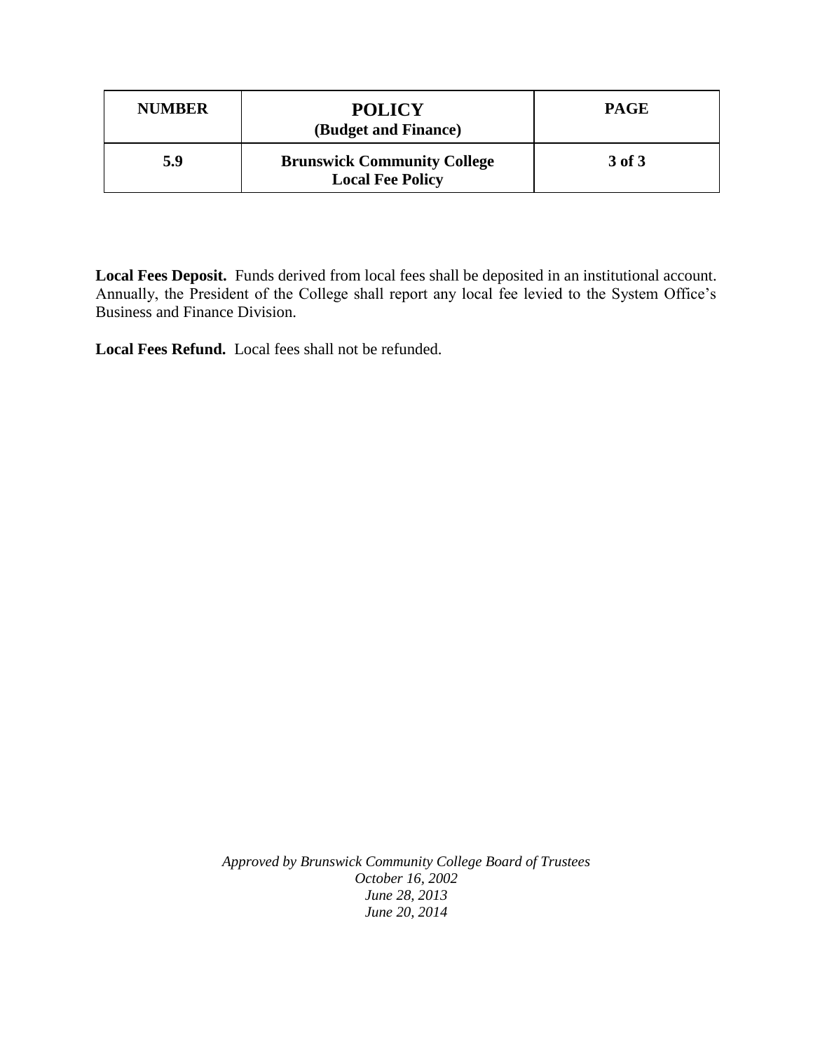| NUMBER | POLICY (Budget and Finance) | PAGE |
|---|---|---|
| 5.9 | **Brunswick Community College Local Fee Policy** | 3 of 3 |

**Local Fees Deposit.** Funds derived from local fees shall be deposited in an institutional account. Annually, the President of the College shall report any local fee levied to the System Office's Business and Finance Division.

**Local Fees Refund.** Local fees shall not be refunded.

*Approved by Brunswick Community College Board of Trustees*
*October 16, 2002*
*June 28, 2013*
*June 20, 2014*